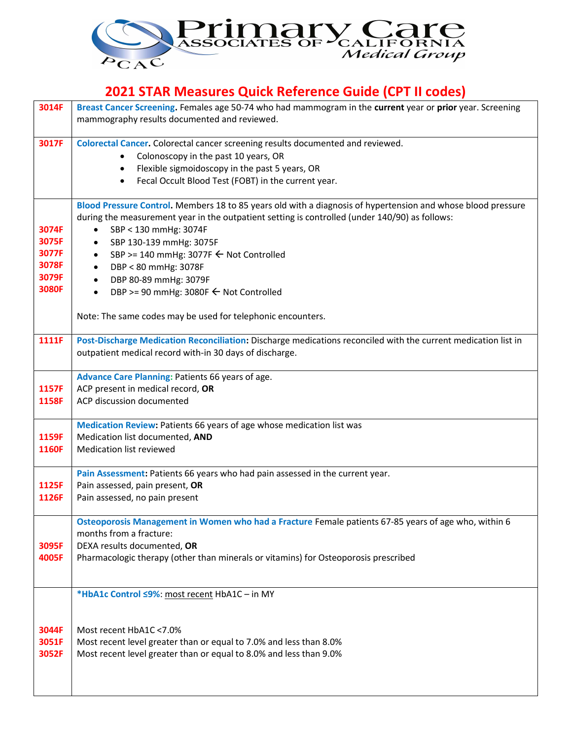Primary Care Associates of California Medical Group (PCAC)

# 2021 STAR Measures Quick Reference Guide (CPT II codes)

| Code | Description |
|---|---|
| 3014F | **Breast Cancer Screening.** Females age 50-74 who had mammogram in the **current** year or **prior** year. Screening mammography results documented and reviewed. |
| 3017F | **Colorectal Cancer.** Colorectal cancer screening results documented and reviewed.<br>• Colonoscopy in the past 10 years, OR<br>• Flexible sigmoidoscopy in the past 5 years, OR<br>• Fecal Occult Blood Test (FOBT) in the current year. |
| 3074F<br>3075F<br>3077F<br>3078F<br>3079F<br>3080F | **Blood Pressure Control.** Members 18 to 85 years old with a diagnosis of hypertension and whose blood pressure during the measurement year in the outpatient setting is controlled (under 140/90) as follows:<br>• SBP < 130 mmHg: 3074F<br>• SBP 130-139 mmHg: 3075F<br>• SBP >= 140 mmHg: 3077F ← Not Controlled<br>• DBP < 80 mmHg: 3078F<br>• DBP 80-89 mmHg: 3079F<br>• DBP >= 90 mmHg: 3080F ← Not Controlled<br><br>Note: The same codes may be used for telephonic encounters. |
| 1111F | **Post-Discharge Medication Reconciliation:** Discharge medications reconciled with the current medication list in outpatient medical record with-in 30 days of discharge. |
| 1157F<br>1158F | **Advance Care Planning:** Patients 66 years of age.<br>ACP present in medical record, **OR**<br>ACP discussion documented |
| 1159F<br>1160F | **Medication Review:** Patients 66 years of age whose medication list was<br>Medication list documented, **AND**<br>Medication list reviewed |
| 1125F<br>1126F | **Pain Assessment:** Patients 66 years who had pain assessed in the current year.<br>Pain assessed, pain present, **OR**<br>Pain assessed, no pain present |
| 3095F<br>4005F | **Osteoporosis Management in Women who had a Fracture** Female patients 67-85 years of age who, within 6 months from a fracture:<br>DEXA results documented, **OR**<br>Pharmacologic therapy (other than minerals or vitamins) for Osteoporosis prescribed |
| 3044F<br>3051F<br>3052F | ***HbA1c Control ≤9%**: most recent HbA1C – in MY<br><br>Most recent HbA1C <7.0%<br>Most recent level greater than or equal to 7.0% and less than 8.0%<br>Most recent level greater than or equal to 8.0% and less than 9.0% |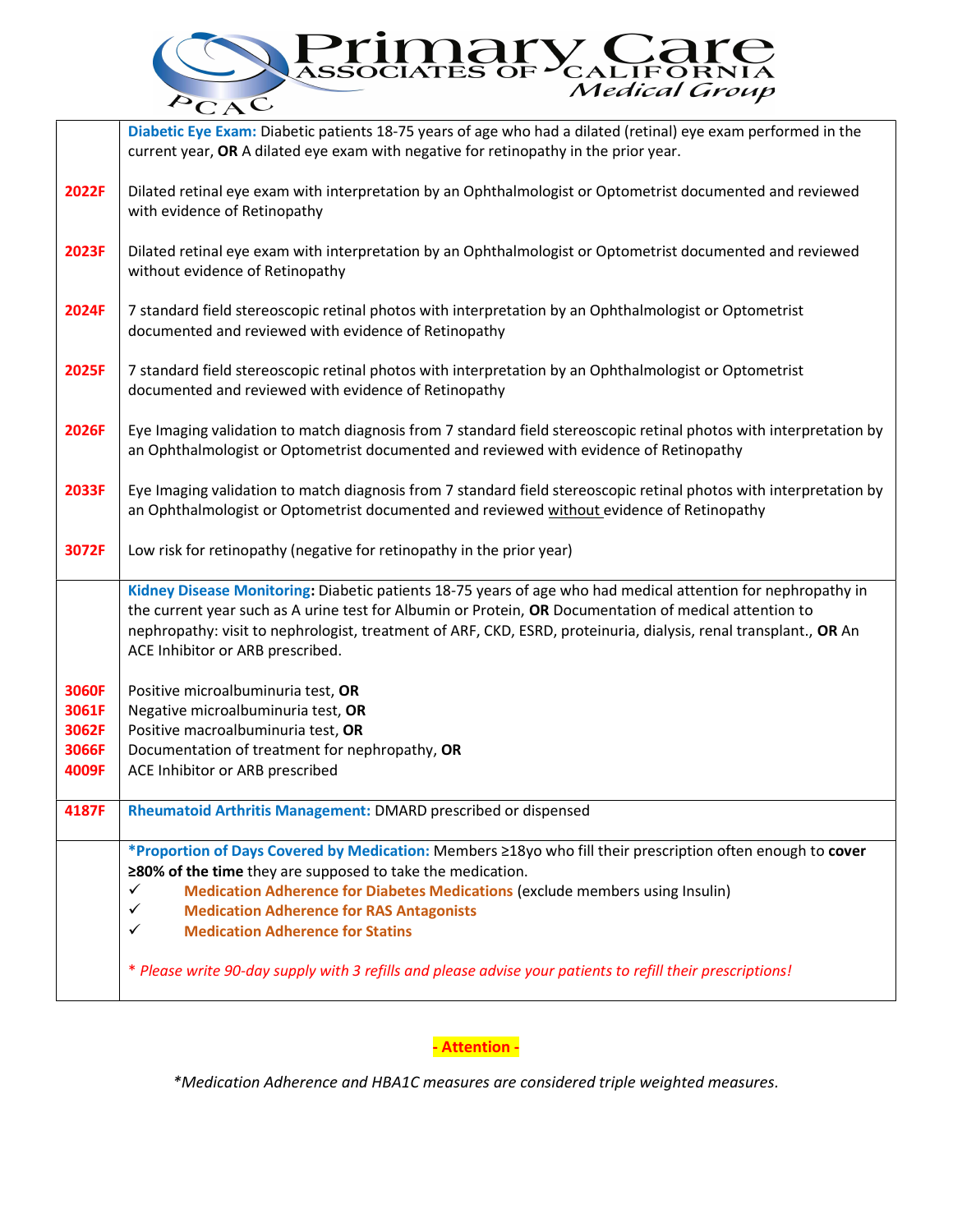| | |
|---|---|
| | **Diabetic Eye Exam:** Diabetic patients 18-75 years of age who had a dilated (retinal) eye exam performed in the current year, **OR** A dilated eye exam with negative for retinopathy in the prior year. |
| **2022F** | Dilated retinal eye exam with interpretation by an Ophthalmologist or Optometrist documented and reviewed with evidence of Retinopathy |
| **2023F** | Dilated retinal eye exam with interpretation by an Ophthalmologist or Optometrist documented and reviewed without evidence of Retinopathy |
| **2024F** | 7 standard field stereoscopic retinal photos with interpretation by an Ophthalmologist or Optometrist documented and reviewed with evidence of Retinopathy |
| **2025F** | 7 standard field stereoscopic retinal photos with interpretation by an Ophthalmologist or Optometrist documented and reviewed with evidence of Retinopathy |
| **2026F** | Eye Imaging validation to match diagnosis from 7 standard field stereoscopic retinal photos with interpretation by an Ophthalmologist or Optometrist documented and reviewed with evidence of Retinopathy |
| **2033F** | Eye Imaging validation to match diagnosis from 7 standard field stereoscopic retinal photos with interpretation by an Ophthalmologist or Optometrist documented and reviewed without evidence of Retinopathy |
| **3072F** | Low risk for retinopathy (negative for retinopathy in the prior year) |
| | **Kidney Disease Monitoring:** Diabetic patients 18-75 years of age who had medical attention for nephropathy in the current year such as A urine test for Albumin or Protein, **OR** Documentation of medical attention to nephropathy: visit to nephrologist, treatment of ARF, CKD, ESRD, proteinuria, dialysis, renal transplant., **OR** An ACE Inhibitor or ARB prescribed. |
| **3060F**<br>**3061F**<br>**3062F**<br>**3066F**<br>**4009F** | Positive microalbuminuria test, **OR**<br>Negative microalbuminuria test, **OR**<br>Positive macroalbuminuria test, **OR**<br>Documentation of treatment for nephropathy, **OR**<br>ACE Inhibitor or ARB prescribed |
| **4187F** | **Rheumatoid Arthritis Management:** DMARD prescribed or dispensed |
| | ***Proportion of Days Covered by Medication:** Members ≥18yo who fill their prescription often enough to **cover ≥80% of the time** they are supposed to take the medication.<br>✓ **Medication Adherence for Diabetes Medications** (exclude members using Insulin)<br>✓ **Medication Adherence for RAS Antagonists**<br>✓ **Medication Adherence for Statins**<br><br>*\* Please write 90-day supply with 3 refills and please advise your patients to refill their prescriptions!* |

**- Attention -**

*\*Medication Adherence and HBA1C measures are considered triple weighted measures.*